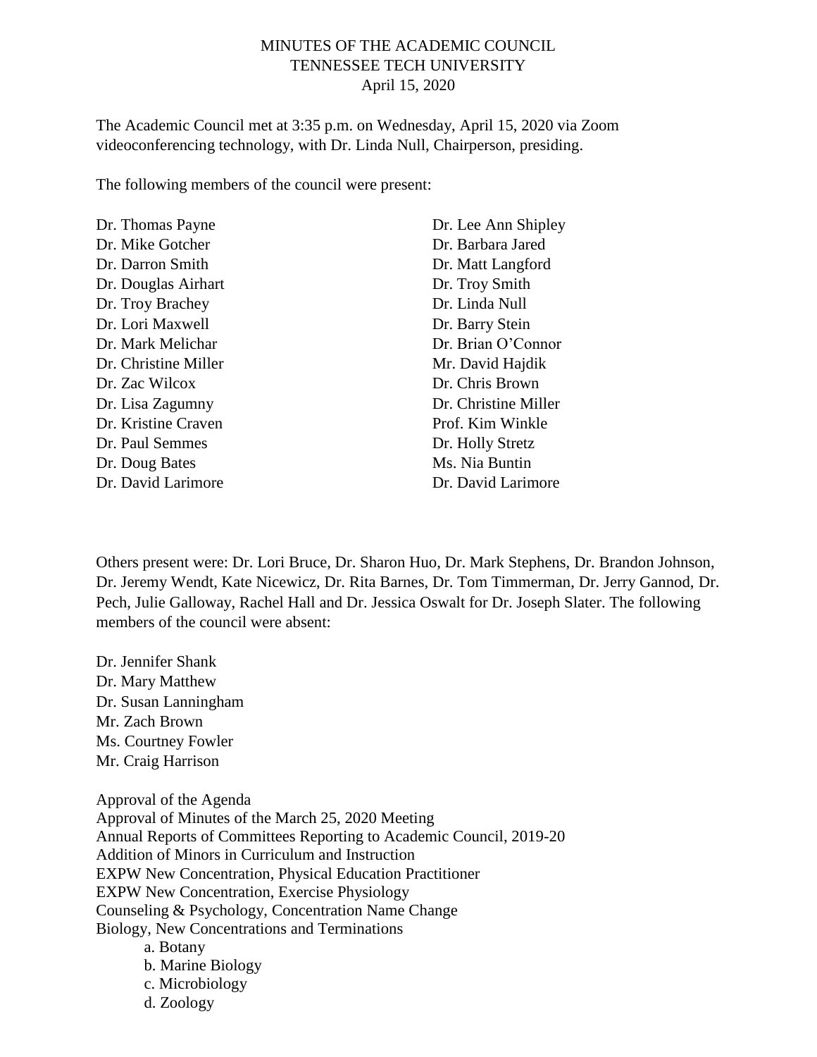MINUTES OF THE ACADEMIC COUNCIL
TENNESSEE TECH UNIVERSITY
April 15, 2020

The Academic Council met at 3:35 p.m. on Wednesday, April 15, 2020 via Zoom videoconferencing technology, with Dr. Linda Null, Chairperson, presiding.

The following members of the council were present:

Dr. Thomas Payne
Dr. Mike Gotcher
Dr. Darron Smith
Dr. Douglas Airhart
Dr. Troy Brachey
Dr. Lori Maxwell
Dr. Mark Melichar
Dr. Christine Miller
Dr. Zac Wilcox
Dr. Lisa Zagumny
Dr. Kristine Craven
Dr. Paul Semmes
Dr. Doug Bates
Dr. David Larimore
Dr. Lee Ann Shipley
Dr. Barbara Jared
Dr. Matt Langford
Dr. Troy Smith
Dr. Linda Null
Dr. Barry Stein
Dr. Brian O'Connor
Mr. David Hajdik
Dr. Chris Brown
Dr. Christine Miller
Prof. Kim Winkle
Dr. Holly Stretz
Ms. Nia Buntin
Dr. David Larimore

Others present were: Dr. Lori Bruce, Dr. Sharon Huo, Dr. Mark Stephens, Dr. Brandon Johnson, Dr. Jeremy Wendt, Kate Nicewicz, Dr. Rita Barnes, Dr. Tom Timmerman, Dr. Jerry Gannod, Dr. Pech, Julie Galloway, Rachel Hall and Dr. Jessica Oswalt for Dr. Joseph Slater. The following members of the council were absent:

Dr. Jennifer Shank
Dr. Mary Matthew
Dr. Susan Lanningham
Mr. Zach Brown
Ms. Courtney Fowler
Mr. Craig Harrison

Approval of the Agenda
Approval of Minutes of the March 25, 2020 Meeting
Annual Reports of Committees Reporting to Academic Council, 2019-20
Addition of Minors in Curriculum and Instruction
EXPW New Concentration, Physical Education Practitioner
EXPW New Concentration, Exercise Physiology
Counseling & Psychology, Concentration Name Change
Biology, New Concentrations and Terminations

a. Botany
b. Marine Biology
c. Microbiology
d. Zoology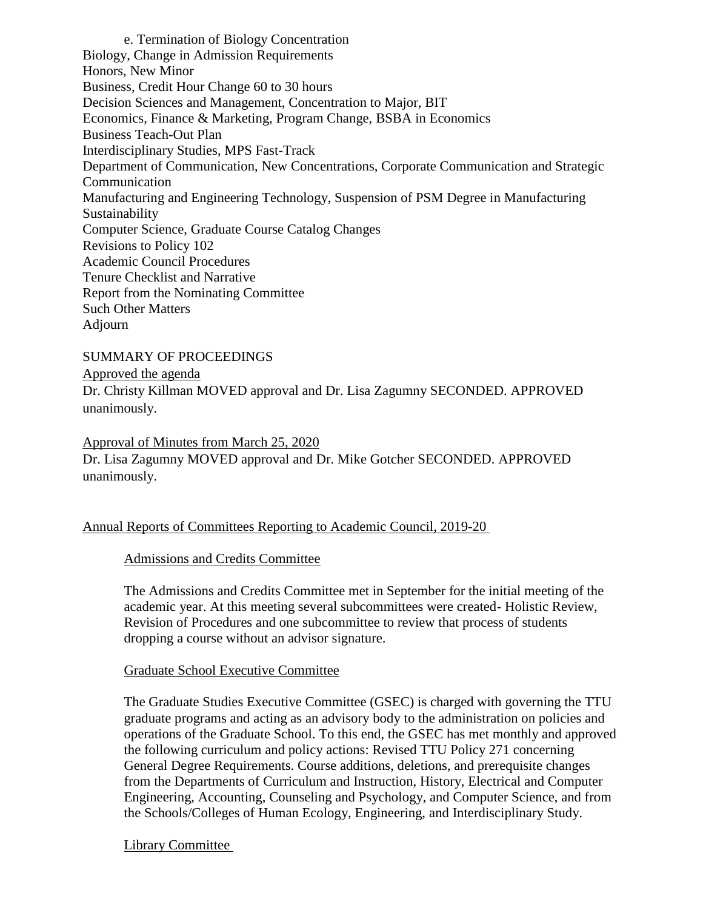e. Termination of Biology Concentration
Biology, Change in Admission Requirements
Honors, New Minor
Business, Credit Hour Change 60 to 30 hours
Decision Sciences and Management, Concentration to Major, BIT
Economics, Finance & Marketing, Program Change, BSBA in Economics
Business Teach-Out Plan
Interdisciplinary Studies, MPS Fast-Track
Department of Communication, New Concentrations, Corporate Communication and Strategic Communication
Manufacturing and Engineering Technology, Suspension of PSM Degree in Manufacturing Sustainability
Computer Science, Graduate Course Catalog Changes
Revisions to Policy 102
Academic Council Procedures
Tenure Checklist and Narrative
Report from the Nominating Committee
Such Other Matters
Adjourn

SUMMARY OF PROCEEDINGS

Approved the agenda

Dr. Christy Killman MOVED approval and Dr. Lisa Zagumny SECONDED. APPROVED unanimously.

Approval of Minutes from March 25, 2020

Dr. Lisa Zagumny MOVED approval and Dr. Mike Gotcher SECONDED. APPROVED unanimously.

Annual Reports of Committees Reporting to Academic Council, 2019-20

Admissions and Credits Committee

The Admissions and Credits Committee met in September for the initial meeting of the academic year. At this meeting several subcommittees were created- Holistic Review, Revision of Procedures and one subcommittee to review that process of students dropping a course without an advisor signature.

Graduate School Executive Committee

The Graduate Studies Executive Committee (GSEC) is charged with governing the TTU graduate programs and acting as an advisory body to the administration on policies and operations of the Graduate School. To this end, the GSEC has met monthly and approved the following curriculum and policy actions: Revised TTU Policy 271 concerning General Degree Requirements. Course additions, deletions, and prerequisite changes from the Departments of Curriculum and Instruction, History, Electrical and Computer Engineering, Accounting, Counseling and Psychology, and Computer Science, and from the Schools/Colleges of Human Ecology, Engineering, and Interdisciplinary Study.

Library Committee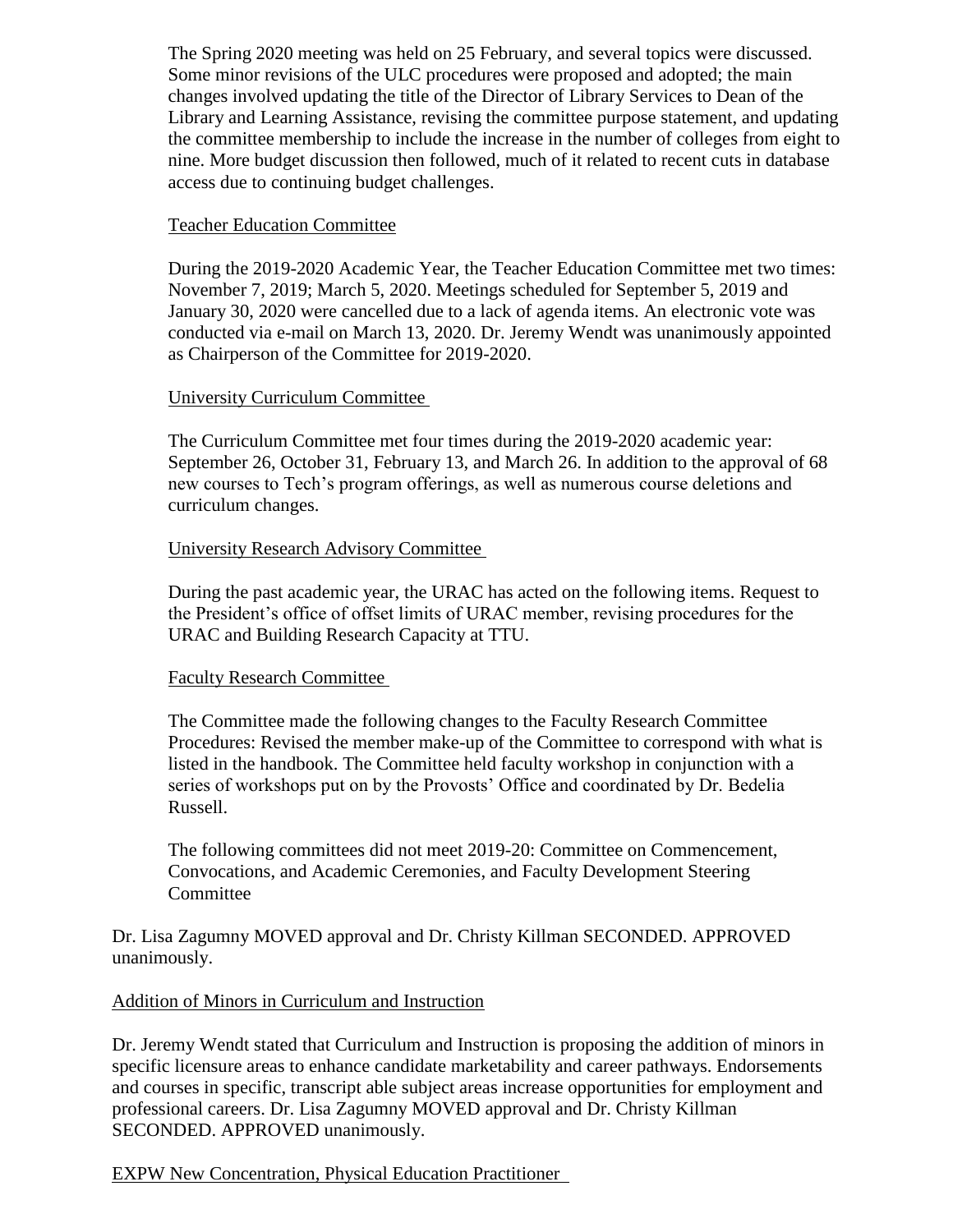The Spring 2020 meeting was held on 25 February, and several topics were discussed. Some minor revisions of the ULC procedures were proposed and adopted; the main changes involved updating the title of the Director of Library Services to Dean of the Library and Learning Assistance, revising the committee purpose statement, and updating the committee membership to include the increase in the number of colleges from eight to nine. More budget discussion then followed, much of it related to recent cuts in database access due to continuing budget challenges.

Teacher Education Committee

During the 2019-2020 Academic Year, the Teacher Education Committee met two times: November 7, 2019; March 5, 2020. Meetings scheduled for September 5, 2019 and January 30, 2020 were cancelled due to a lack of agenda items. An electronic vote was conducted via e-mail on March 13, 2020. Dr. Jeremy Wendt was unanimously appointed as Chairperson of the Committee for 2019-2020.

University Curriculum Committee

The Curriculum Committee met four times during the 2019-2020 academic year: September 26, October 31, February 13, and March 26. In addition to the approval of 68 new courses to Tech's program offerings, as well as numerous course deletions and curriculum changes.

University Research Advisory Committee

During the past academic year, the URAC has acted on the following items. Request to the President's office of offset limits of URAC member, revising procedures for the URAC and Building Research Capacity at TTU.

Faculty Research Committee

The Committee made the following changes to the Faculty Research Committee Procedures: Revised the member make-up of the Committee to correspond with what is listed in the handbook. The Committee held faculty workshop in conjunction with a series of workshops put on by the Provosts' Office and coordinated by Dr. Bedelia Russell.

The following committees did not meet 2019-20: Committee on Commencement, Convocations, and Academic Ceremonies, and Faculty Development Steering Committee

Dr. Lisa Zagumny MOVED approval and Dr. Christy Killman SECONDED. APPROVED unanimously.

Addition of Minors in Curriculum and Instruction

Dr. Jeremy Wendt stated that Curriculum and Instruction is proposing the addition of minors in specific licensure areas to enhance candidate marketability and career pathways. Endorsements and courses in specific, transcript able subject areas increase opportunities for employment and professional careers. Dr. Lisa Zagumny MOVED approval and Dr. Christy Killman SECONDED. APPROVED unanimously.

EXPW New Concentration, Physical Education Practitioner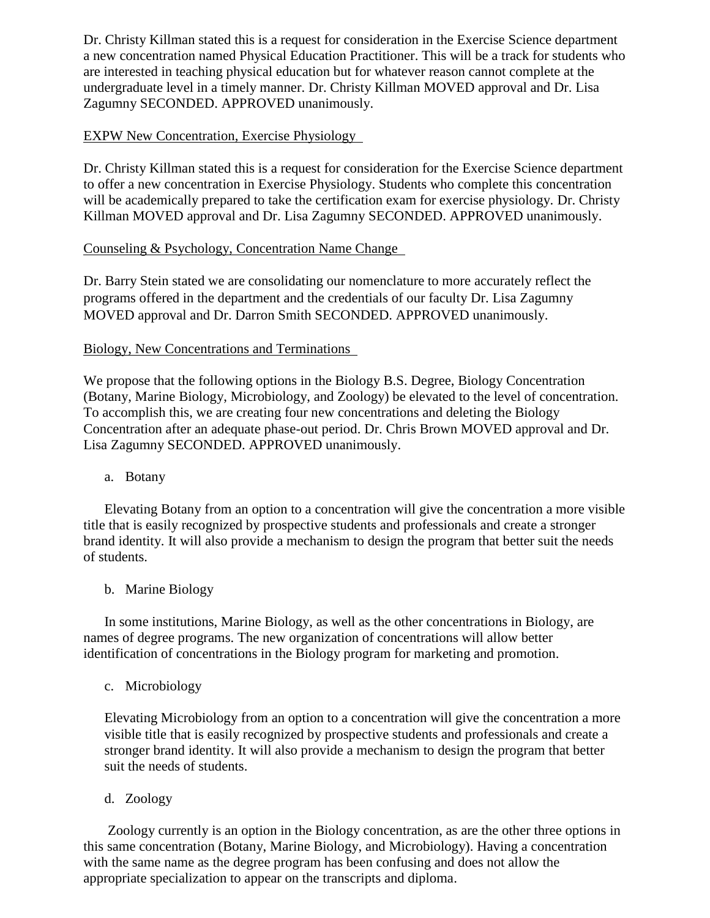Dr. Christy Killman stated this is a request for consideration in the Exercise Science department a new concentration named Physical Education Practitioner. This will be a track for students who are interested in teaching physical education but for whatever reason cannot complete at the undergraduate level in a timely manner. Dr. Christy Killman MOVED approval and Dr. Lisa Zagumny SECONDED. APPROVED unanimously.

EXPW New Concentration, Exercise Physiology

Dr. Christy Killman stated this is a request for consideration for the Exercise Science department to offer a new concentration in Exercise Physiology. Students who complete this concentration will be academically prepared to take the certification exam for exercise physiology. Dr. Christy Killman MOVED approval and Dr. Lisa Zagumny SECONDED. APPROVED unanimously.

Counseling & Psychology, Concentration Name Change

Dr. Barry Stein stated we are consolidating our nomenclature to more accurately reflect the programs offered in the department and the credentials of our faculty Dr. Lisa Zagumny MOVED approval and Dr. Darron Smith SECONDED. APPROVED unanimously.

Biology, New Concentrations and Terminations

We propose that the following options in the Biology B.S. Degree, Biology Concentration (Botany, Marine Biology, Microbiology, and Zoology) be elevated to the level of concentration. To accomplish this, we are creating four new concentrations and deleting the Biology Concentration after an adequate phase-out period. Dr. Chris Brown MOVED approval and Dr. Lisa Zagumny SECONDED. APPROVED unanimously.

a. Botany

Elevating Botany from an option to a concentration will give the concentration a more visible title that is easily recognized by prospective students and professionals and create a stronger brand identity. It will also provide a mechanism to design the program that better suit the needs of students.

b. Marine Biology

In some institutions, Marine Biology, as well as the other concentrations in Biology, are names of degree programs. The new organization of concentrations will allow better identification of concentrations in the Biology program for marketing and promotion.

c. Microbiology

Elevating Microbiology from an option to a concentration will give the concentration a more visible title that is easily recognized by prospective students and professionals and create a stronger brand identity. It will also provide a mechanism to design the program that better suit the needs of students.

d. Zoology

Zoology currently is an option in the Biology concentration, as are the other three options in this same concentration (Botany, Marine Biology, and Microbiology). Having a concentration with the same name as the degree program has been confusing and does not allow the appropriate specialization to appear on the transcripts and diploma.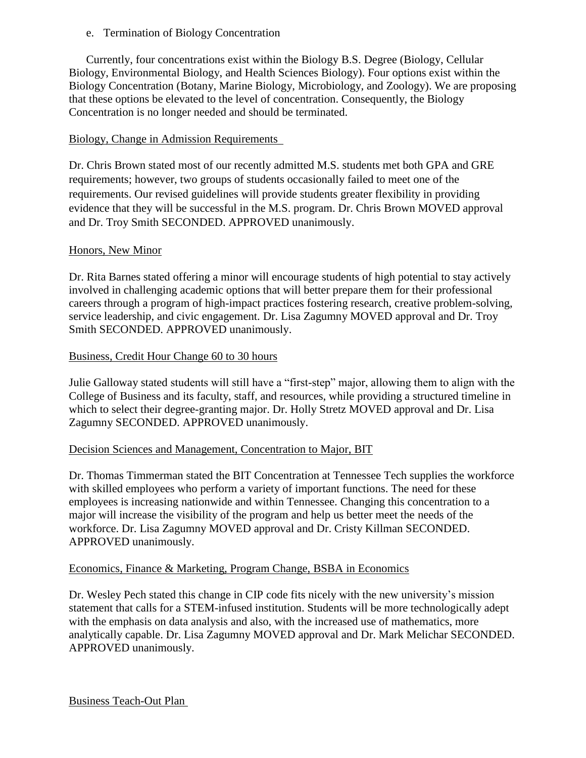e. Termination of Biology Concentration

Currently, four concentrations exist within the Biology B.S. Degree (Biology, Cellular Biology, Environmental Biology, and Health Sciences Biology). Four options exist within the Biology Concentration (Botany, Marine Biology, Microbiology, and Zoology). We are proposing that these options be elevated to the level of concentration. Consequently, the Biology Concentration is no longer needed and should be terminated.

<u>Biology, Change in Admission Requirements</u>

Dr. Chris Brown stated most of our recently admitted M.S. students met both GPA and GRE requirements; however, two groups of students occasionally failed to meet one of the requirements. Our revised guidelines will provide students greater flexibility in providing evidence that they will be successful in the M.S. program. Dr. Chris Brown MOVED approval and Dr. Troy Smith SECONDED. APPROVED unanimously.

<u>Honors, New Minor</u>

Dr. Rita Barnes stated offering a minor will encourage students of high potential to stay actively involved in challenging academic options that will better prepare them for their professional careers through a program of high-impact practices fostering research, creative problem-solving, service leadership, and civic engagement. Dr. Lisa Zagumny MOVED approval and Dr. Troy Smith SECONDED. APPROVED unanimously.

<u>Business, Credit Hour Change 60 to 30 hours</u>

Julie Galloway stated students will still have a "first-step" major, allowing them to align with the College of Business and its faculty, staff, and resources, while providing a structured timeline in which to select their degree-granting major. Dr. Holly Stretz MOVED approval and Dr. Lisa Zagumny SECONDED. APPROVED unanimously.

<u>Decision Sciences and Management, Concentration to Major, BIT</u>

Dr. Thomas Timmerman stated the BIT Concentration at Tennessee Tech supplies the workforce with skilled employees who perform a variety of important functions. The need for these employees is increasing nationwide and within Tennessee. Changing this concentration to a major will increase the visibility of the program and help us better meet the needs of the workforce. Dr. Lisa Zagumny MOVED approval and Dr. Cristy Killman SECONDED. APPROVED unanimously.

<u>Economics, Finance & Marketing, Program Change, BSBA in Economics</u>

Dr. Wesley Pech stated this change in CIP code fits nicely with the new university's mission statement that calls for a STEM-infused institution. Students will be more technologically adept with the emphasis on data analysis and also, with the increased use of mathematics, more analytically capable. Dr. Lisa Zagumny MOVED approval and Dr. Mark Melichar SECONDED. APPROVED unanimously.

<u>Business Teach-Out Plan</u>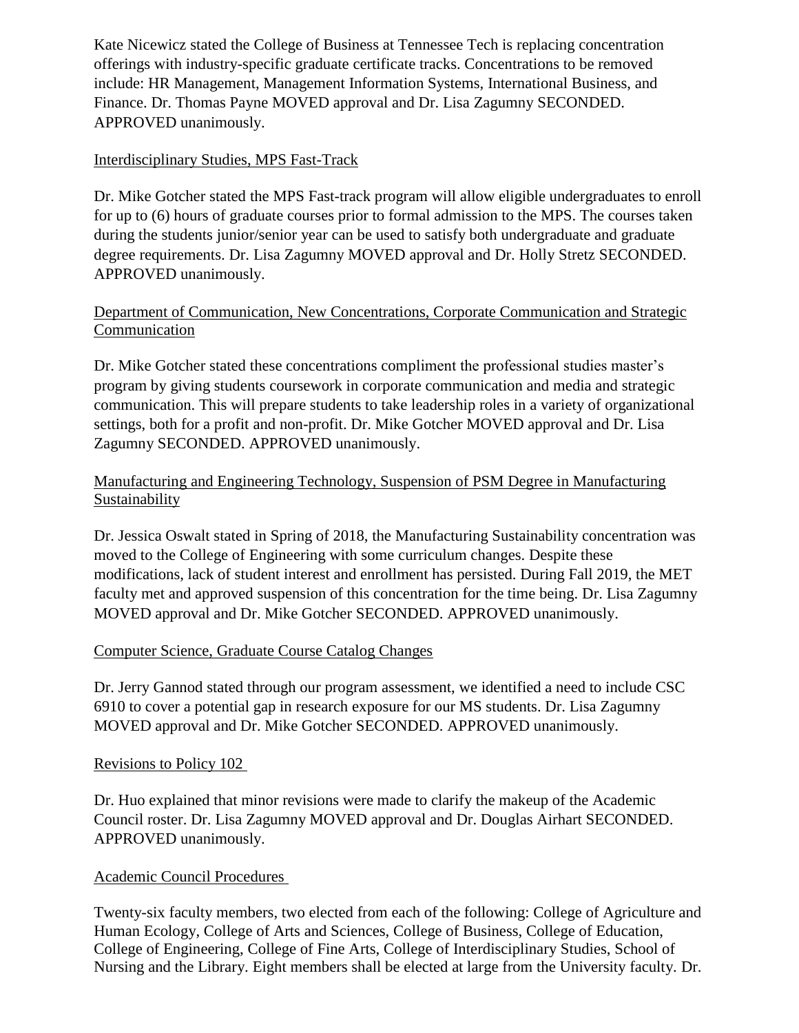Kate Nicewicz stated the College of Business at Tennessee Tech is replacing concentration offerings with industry-specific graduate certificate tracks. Concentrations to be removed include: HR Management, Management Information Systems, International Business, and Finance. Dr. Thomas Payne MOVED approval and Dr. Lisa Zagumny SECONDED. APPROVED unanimously.

Interdisciplinary Studies, MPS Fast-Track

Dr. Mike Gotcher stated the MPS Fast-track program will allow eligible undergraduates to enroll for up to (6) hours of graduate courses prior to formal admission to the MPS. The courses taken during the students junior/senior year can be used to satisfy both undergraduate and graduate degree requirements. Dr. Lisa Zagumny MOVED approval and Dr. Holly Stretz SECONDED. APPROVED unanimously.

Department of Communication, New Concentrations, Corporate Communication and Strategic Communication

Dr. Mike Gotcher stated these concentrations compliment the professional studies master's program by giving students coursework in corporate communication and media and strategic communication. This will prepare students to take leadership roles in a variety of organizational settings, both for a profit and non-profit. Dr. Mike Gotcher MOVED approval and Dr. Lisa Zagumny SECONDED. APPROVED unanimously.

Manufacturing and Engineering Technology, Suspension of PSM Degree in Manufacturing Sustainability

Dr. Jessica Oswalt stated in Spring of 2018, the Manufacturing Sustainability concentration was moved to the College of Engineering with some curriculum changes. Despite these modifications, lack of student interest and enrollment has persisted. During Fall 2019, the MET faculty met and approved suspension of this concentration for the time being. Dr. Lisa Zagumny MOVED approval and Dr. Mike Gotcher SECONDED. APPROVED unanimously.

Computer Science, Graduate Course Catalog Changes

Dr. Jerry Gannod stated through our program assessment, we identified a need to include CSC 6910 to cover a potential gap in research exposure for our MS students. Dr. Lisa Zagumny MOVED approval and Dr. Mike Gotcher SECONDED. APPROVED unanimously.

Revisions to Policy 102

Dr. Huo explained that minor revisions were made to clarify the makeup of the Academic Council roster. Dr. Lisa Zagumny MOVED approval and Dr. Douglas Airhart SECONDED. APPROVED unanimously.

Academic Council Procedures

Twenty-six faculty members, two elected from each of the following: College of Agriculture and Human Ecology, College of Arts and Sciences, College of Business, College of Education, College of Engineering, College of Fine Arts, College of Interdisciplinary Studies, School of Nursing and the Library. Eight members shall be elected at large from the University faculty. Dr.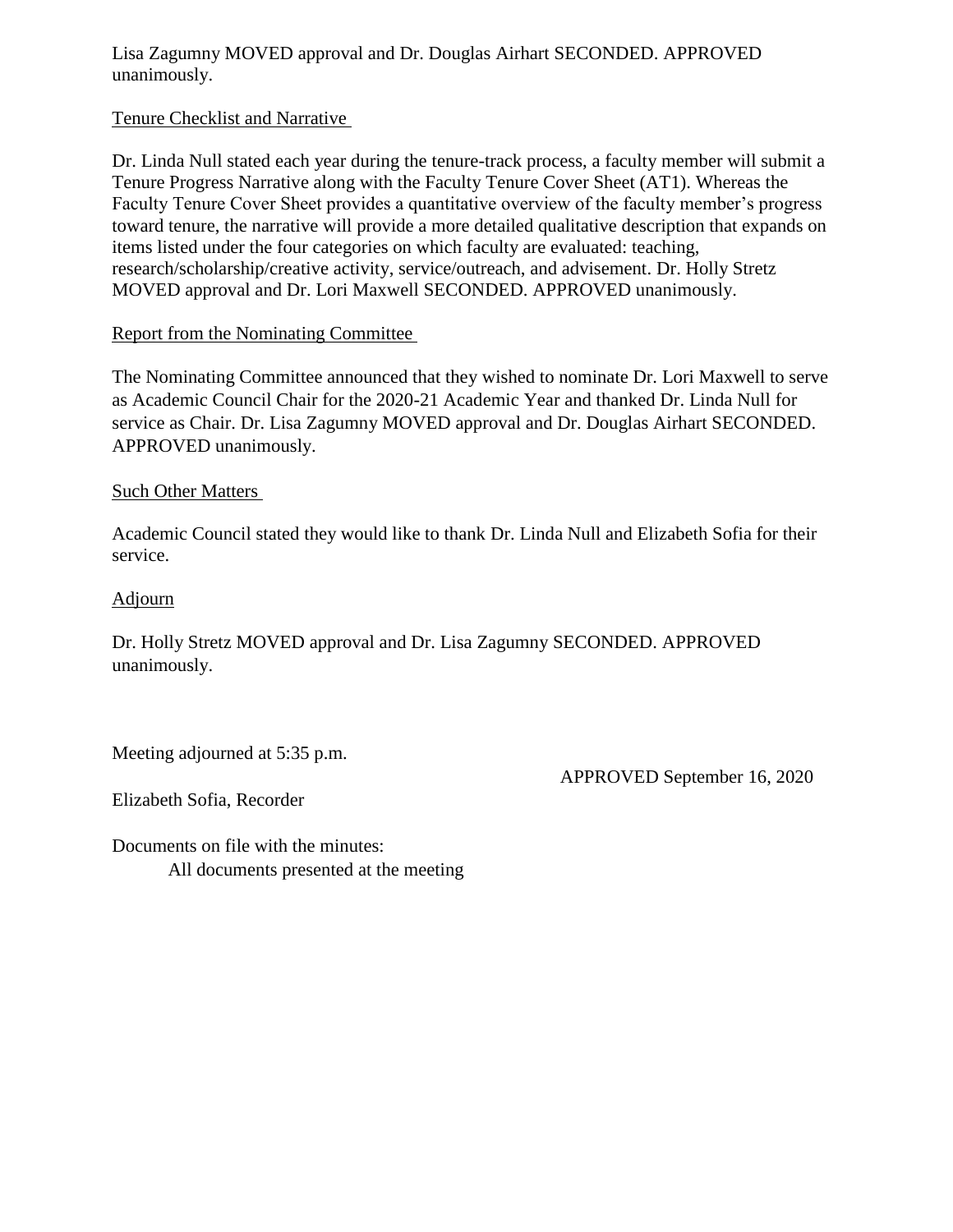Lisa Zagumny MOVED approval and Dr. Douglas Airhart SECONDED. APPROVED unanimously.

Tenure Checklist and Narrative

Dr. Linda Null stated each year during the tenure-track process, a faculty member will submit a Tenure Progress Narrative along with the Faculty Tenure Cover Sheet (AT1). Whereas the Faculty Tenure Cover Sheet provides a quantitative overview of the faculty member's progress toward tenure, the narrative will provide a more detailed qualitative description that expands on items listed under the four categories on which faculty are evaluated: teaching, research/scholarship/creative activity, service/outreach, and advisement. Dr. Holly Stretz MOVED approval and Dr. Lori Maxwell SECONDED. APPROVED unanimously.

Report from the Nominating Committee

The Nominating Committee announced that they wished to nominate Dr. Lori Maxwell to serve as Academic Council Chair for the 2020-21 Academic Year and thanked Dr. Linda Null for service as Chair. Dr. Lisa Zagumny MOVED approval and Dr. Douglas Airhart SECONDED. APPROVED unanimously.

Such Other Matters

Academic Council stated they would like to thank Dr. Linda Null and Elizabeth Sofia for their service.

Adjourn

Dr. Holly Stretz MOVED approval and Dr. Lisa Zagumny SECONDED. APPROVED unanimously.

Meeting adjourned at 5:35 p.m.

APPROVED September 16, 2020

Elizabeth Sofia, Recorder

Documents on file with the minutes:
    All documents presented at the meeting